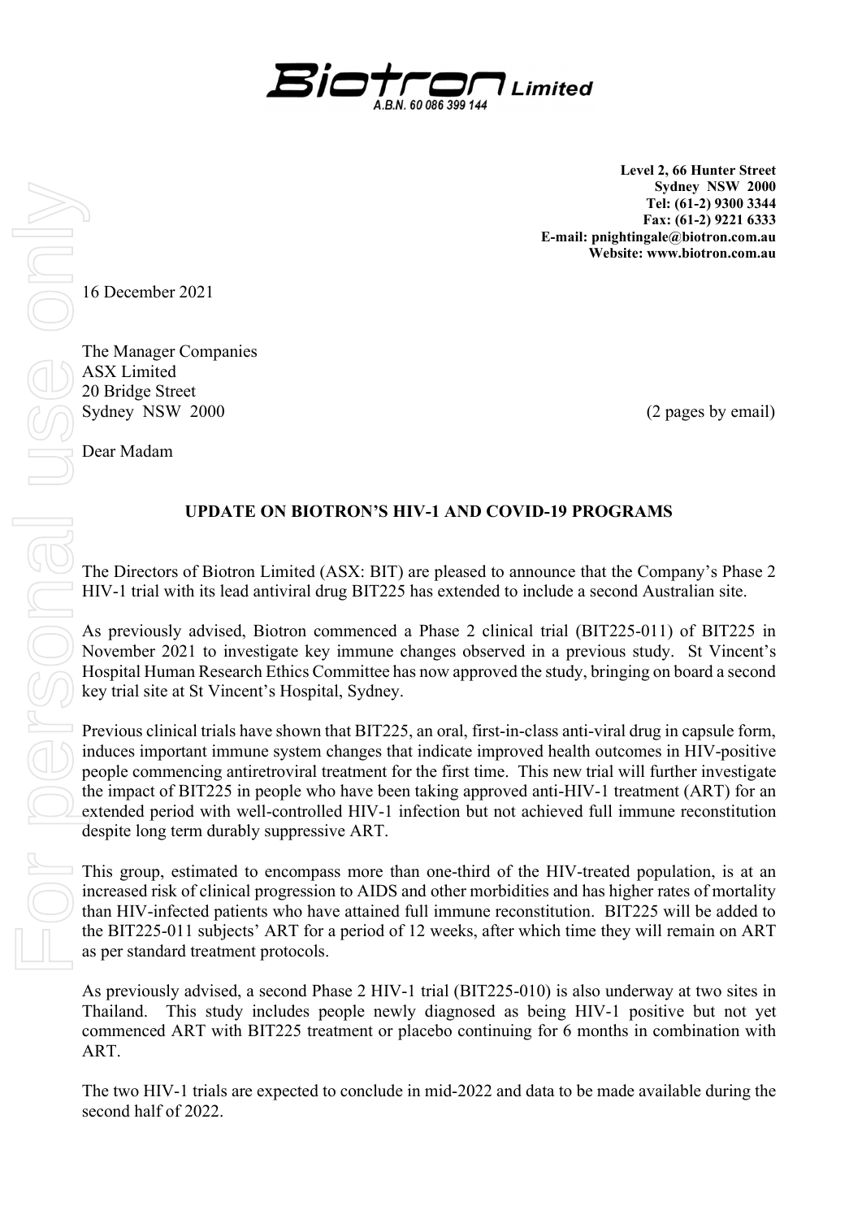**Biotron Limited**
A.B.N. 60 086 399 144

**Level 2, 66 Hunter Street**
**Sydney NSW 2000**
**Tel: (61-2) 9300 3344**
**Fax: (61-2) 9221 6333**
**E-mail: pnightingale@biotron.com.au**
**Website: www.biotron.com.au**

16 December 2021

The Manager Companies
ASX Limited
20 Bridge Street
Sydney NSW 2000

(2 pages by email)

Dear Madam

## UPDATE ON BIOTRON'S HIV-1 AND COVID-19 PROGRAMS

The Directors of Biotron Limited (ASX: BIT) are pleased to announce that the Company's Phase 2 HIV-1 trial with its lead antiviral drug BIT225 has extended to include a second Australian site.

As previously advised, Biotron commenced a Phase 2 clinical trial (BIT225-011) of BIT225 in November 2021 to investigate key immune changes observed in a previous study. St Vincent's Hospital Human Research Ethics Committee has now approved the study, bringing on board a second key trial site at St Vincent's Hospital, Sydney.

Previous clinical trials have shown that BIT225, an oral, first-in-class anti-viral drug in capsule form, induces important immune system changes that indicate improved health outcomes in HIV-positive people commencing antiretroviral treatment for the first time. This new trial will further investigate the impact of BIT225 in people who have been taking approved anti-HIV-1 treatment (ART) for an extended period with well-controlled HIV-1 infection but not achieved full immune reconstitution despite long term durably suppressive ART.

This group, estimated to encompass more than one-third of the HIV-treated population, is at an increased risk of clinical progression to AIDS and other morbidities and has higher rates of mortality than HIV-infected patients who have attained full immune reconstitution. BIT225 will be added to the BIT225-011 subjects' ART for a period of 12 weeks, after which time they will remain on ART as per standard treatment protocols.

As previously advised, a second Phase 2 HIV-1 trial (BIT225-010) is also underway at two sites in Thailand. This study includes people newly diagnosed as being HIV-1 positive but not yet commenced ART with BIT225 treatment or placebo continuing for 6 months in combination with ART.

The two HIV-1 trials are expected to conclude in mid-2022 and data to be made available during the second half of 2022.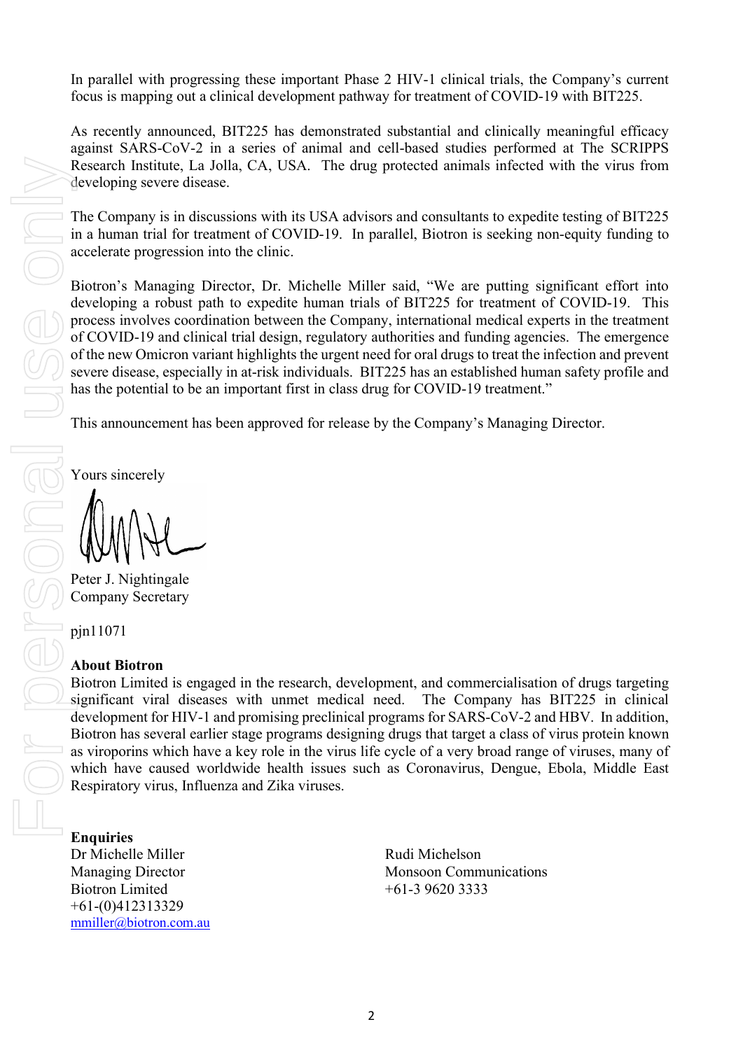In parallel with progressing these important Phase 2 HIV-1 clinical trials, the Company's current focus is mapping out a clinical development pathway for treatment of COVID-19 with BIT225.

As recently announced, BIT225 has demonstrated substantial and clinically meaningful efficacy against SARS-CoV-2 in a series of animal and cell-based studies performed at The SCRIPPS Research Institute, La Jolla, CA, USA. The drug protected animals infected with the virus from developing severe disease.

The Company is in discussions with its USA advisors and consultants to expedite testing of BIT225 in a human trial for treatment of COVID-19. In parallel, Biotron is seeking non-equity funding to accelerate progression into the clinic.

Biotron's Managing Director, Dr. Michelle Miller said, "We are putting significant effort into developing a robust path to expedite human trials of BIT225 for treatment of COVID-19. This process involves coordination between the Company, international medical experts in the treatment of COVID-19 and clinical trial design, regulatory authorities and funding agencies. The emergence of the new Omicron variant highlights the urgent need for oral drugs to treat the infection and prevent severe disease, especially in at-risk individuals. BIT225 has an established human safety profile and has the potential to be an important first in class drug for COVID-19 treatment."

This announcement has been approved for release by the Company's Managing Director.

Yours sincerely

Peter J. Nightingale
Company Secretary

pjn11071

**About Biotron**

Biotron Limited is engaged in the research, development, and commercialisation of drugs targeting significant viral diseases with unmet medical need. The Company has BIT225 in clinical development for HIV-1 and promising preclinical programs for SARS-CoV-2 and HBV. In addition, Biotron has several earlier stage programs designing drugs that target a class of virus protein known as viroporins which have a key role in the virus life cycle of a very broad range of viruses, many of which have caused worldwide health issues such as Coronavirus, Dengue, Ebola, Middle East Respiratory virus, Influenza and Zika viruses.

**Enquiries**

Dr Michelle Miller
Managing Director
Biotron Limited
+61-(0)412313329
mmiller@biotron.com.au

Rudi Michelson
Monsoon Communications
+61-3 9620 3333